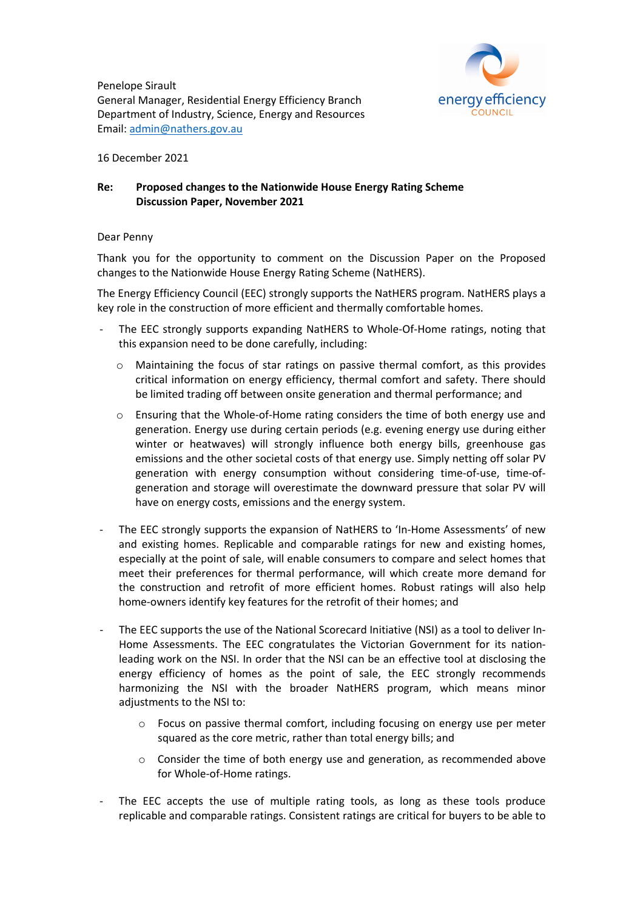energy efficiency COUNCIL

Penelope Sirault
General Manager, Residential Energy Efficiency Branch
Department of Industry, Science, Energy and Resources
Email: admin@nathers.gov.au

16 December 2021

**Re: Proposed changes to the Nationwide House Energy Rating Scheme Discussion Paper, November 2021**

Dear Penny

Thank you for the opportunity to comment on the Discussion Paper on the Proposed changes to the Nationwide House Energy Rating Scheme (NatHERS).

The Energy Efficiency Council (EEC) strongly supports the NatHERS program. NatHERS plays a key role in the construction of more efficient and thermally comfortable homes.

- The EEC strongly supports expanding NatHERS to Whole-Of-Home ratings, noting that this expansion need to be done carefully, including:
  - Maintaining the focus of star ratings on passive thermal comfort, as this provides critical information on energy efficiency, thermal comfort and safety. There should be limited trading off between onsite generation and thermal performance; and
  - Ensuring that the Whole-of-Home rating considers the time of both energy use and generation. Energy use during certain periods (e.g. evening energy use during either winter or heatwaves) will strongly influence both energy bills, greenhouse gas emissions and the other societal costs of that energy use. Simply netting off solar PV generation with energy consumption without considering time-of-use, time-of-generation and storage will overestimate the downward pressure that solar PV will have on energy costs, emissions and the energy system.
- The EEC strongly supports the expansion of NatHERS to 'In-Home Assessments' of new and existing homes. Replicable and comparable ratings for new and existing homes, especially at the point of sale, will enable consumers to compare and select homes that meet their preferences for thermal performance, will which create more demand for the construction and retrofit of more efficient homes. Robust ratings will also help home-owners identify key features for the retrofit of their homes; and
- The EEC supports the use of the National Scorecard Initiative (NSI) as a tool to deliver In-Home Assessments. The EEC congratulates the Victorian Government for its nation-leading work on the NSI. In order that the NSI can be an effective tool at disclosing the energy efficiency of homes as the point of sale, the EEC strongly recommends harmonizing the NSI with the broader NatHERS program, which means minor adjustments to the NSI to:
  - Focus on passive thermal comfort, including focusing on energy use per meter squared as the core metric, rather than total energy bills; and
  - Consider the time of both energy use and generation, as recommended above for Whole-of-Home ratings.
- The EEC accepts the use of multiple rating tools, as long as these tools produce replicable and comparable ratings. Consistent ratings are critical for buyers to be able to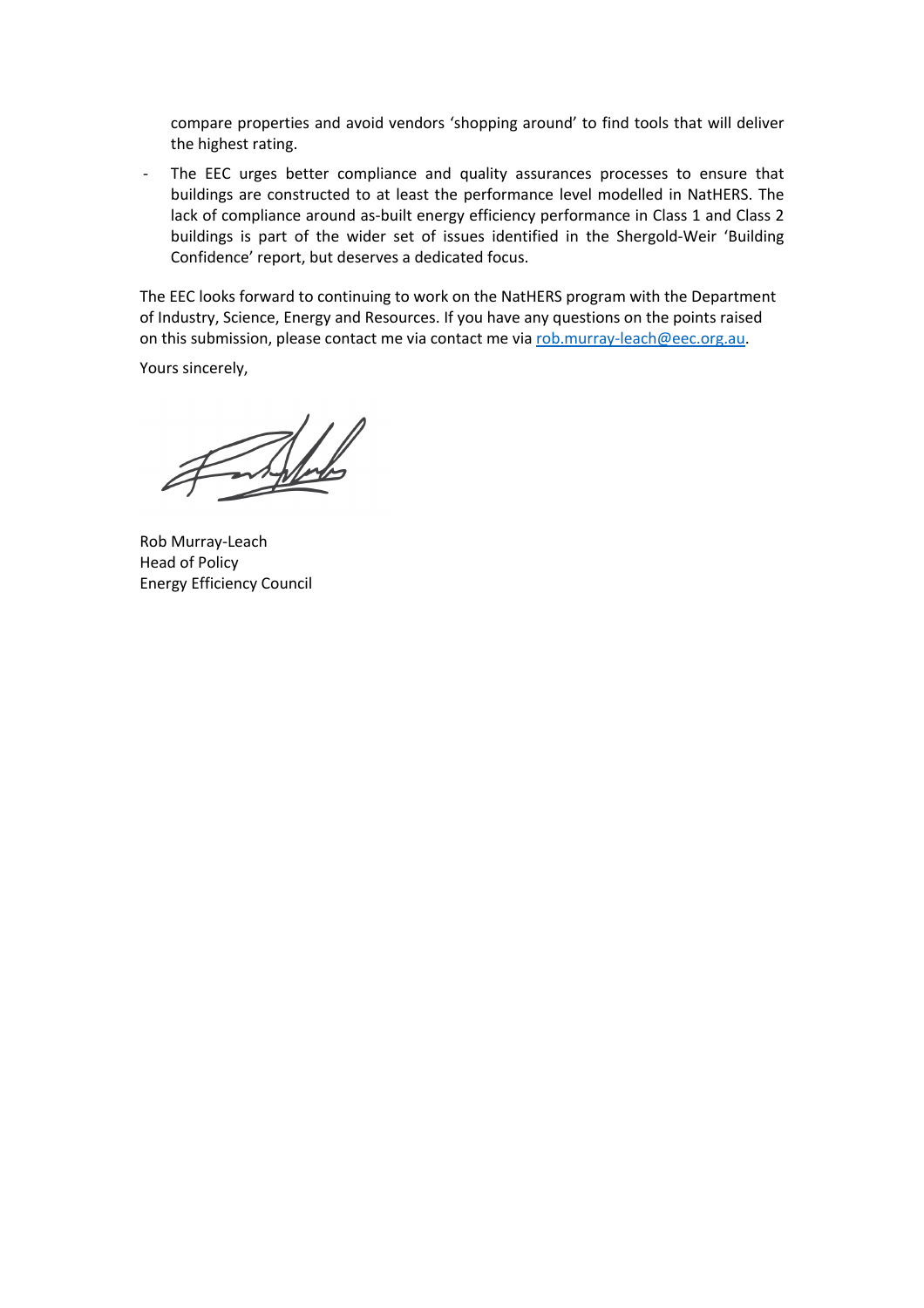compare properties and avoid vendors 'shopping around' to find tools that will deliver the highest rating.

- The EEC urges better compliance and quality assurances processes to ensure that buildings are constructed to at least the performance level modelled in NatHERS. The lack of compliance around as-built energy efficiency performance in Class 1 and Class 2 buildings is part of the wider set of issues identified in the Shergold-Weir 'Building Confidence' report, but deserves a dedicated focus.

The EEC looks forward to continuing to work on the NatHERS program with the Department of Industry, Science, Energy and Resources. If you have any questions on the points raised on this submission, please contact me via contact me via rob.murray-leach@eec.org.au.

Yours sincerely,

Rob Murray-Leach
Head of Policy
Energy Efficiency Council